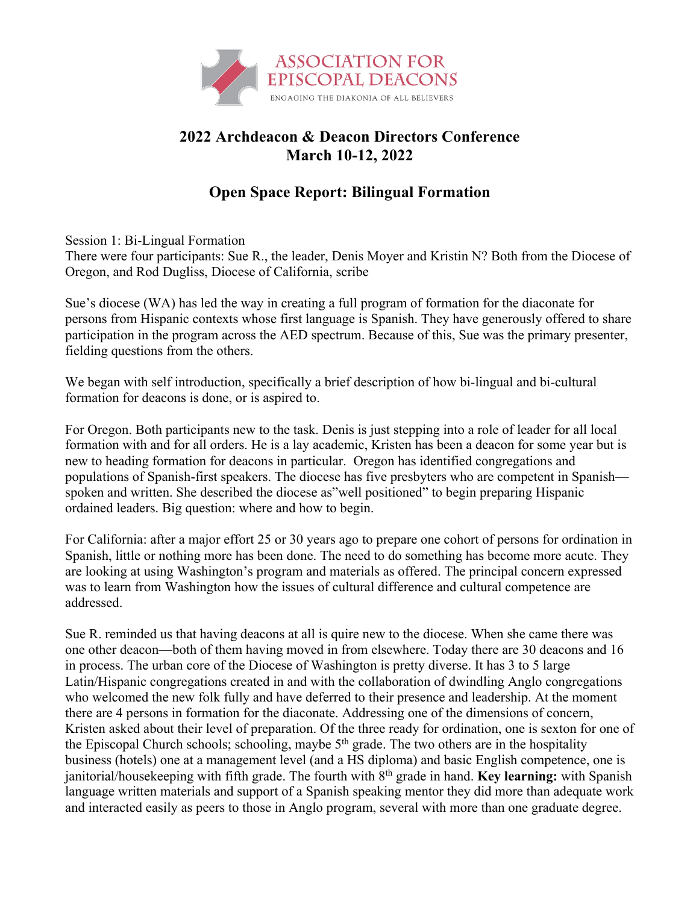ASSOCIATION FOR EPISCOPAL DEACONS

ENGAGING THE DIAKONIA OF ALL BELIEVERS

# 2022 Archdeacon & Deacon Directors Conference
# March 10-12, 2022

## Open Space Report: Bilingual Formation

Session 1: Bi-Lingual Formation
There were four participants: Sue R., the leader, Denis Moyer and Kristin N? Both from the Diocese of Oregon, and Rod Dugliss, Diocese of California, scribe

Sue's diocese (WA) has led the way in creating a full program of formation for the diaconate for persons from Hispanic contexts whose first language is Spanish. They have generously offered to share participation in the program across the AED spectrum. Because of this, Sue was the primary presenter, fielding questions from the others.

We began with self introduction, specifically a brief description of how bi-lingual and bi-cultural formation for deacons is done, or is aspired to.

For Oregon. Both participants new to the task. Denis is just stepping into a role of leader for all local formation with and for all orders. He is a lay academic, Kristen has been a deacon for some year but is new to heading formation for deacons in particular. Oregon has identified congregations and populations of Spanish-first speakers. The diocese has five presbyters who are competent in Spanish—spoken and written. She described the diocese as"well positioned" to begin preparing Hispanic ordained leaders. Big question: where and how to begin.

For California: after a major effort 25 or 30 years ago to prepare one cohort of persons for ordination in Spanish, little or nothing more has been done. The need to do something has become more acute. They are looking at using Washington's program and materials as offered. The principal concern expressed was to learn from Washington how the issues of cultural difference and cultural competence are addressed.

Sue R. reminded us that having deacons at all is quire new to the diocese. When she came there was one other deacon—both of them having moved in from elsewhere. Today there are 30 deacons and 16 in process. The urban core of the Diocese of Washington is pretty diverse. It has 3 to 5 large Latin/Hispanic congregations created in and with the collaboration of dwindling Anglo congregations who welcomed the new folk fully and have deferred to their presence and leadership. At the moment there are 4 persons in formation for the diaconate. Addressing one of the dimensions of concern, Kristen asked about their level of preparation. Of the three ready for ordination, one is sexton for one of the Episcopal Church schools; schooling, maybe 5th grade. The two others are in the hospitality business (hotels) one at a management level (and a HS diploma) and basic English competence, one is janitorial/housekeeping with fifth grade. The fourth with 8th grade in hand. **Key learning:** with Spanish language written materials and support of a Spanish speaking mentor they did more than adequate work and interacted easily as peers to those in Anglo program, several with more than one graduate degree.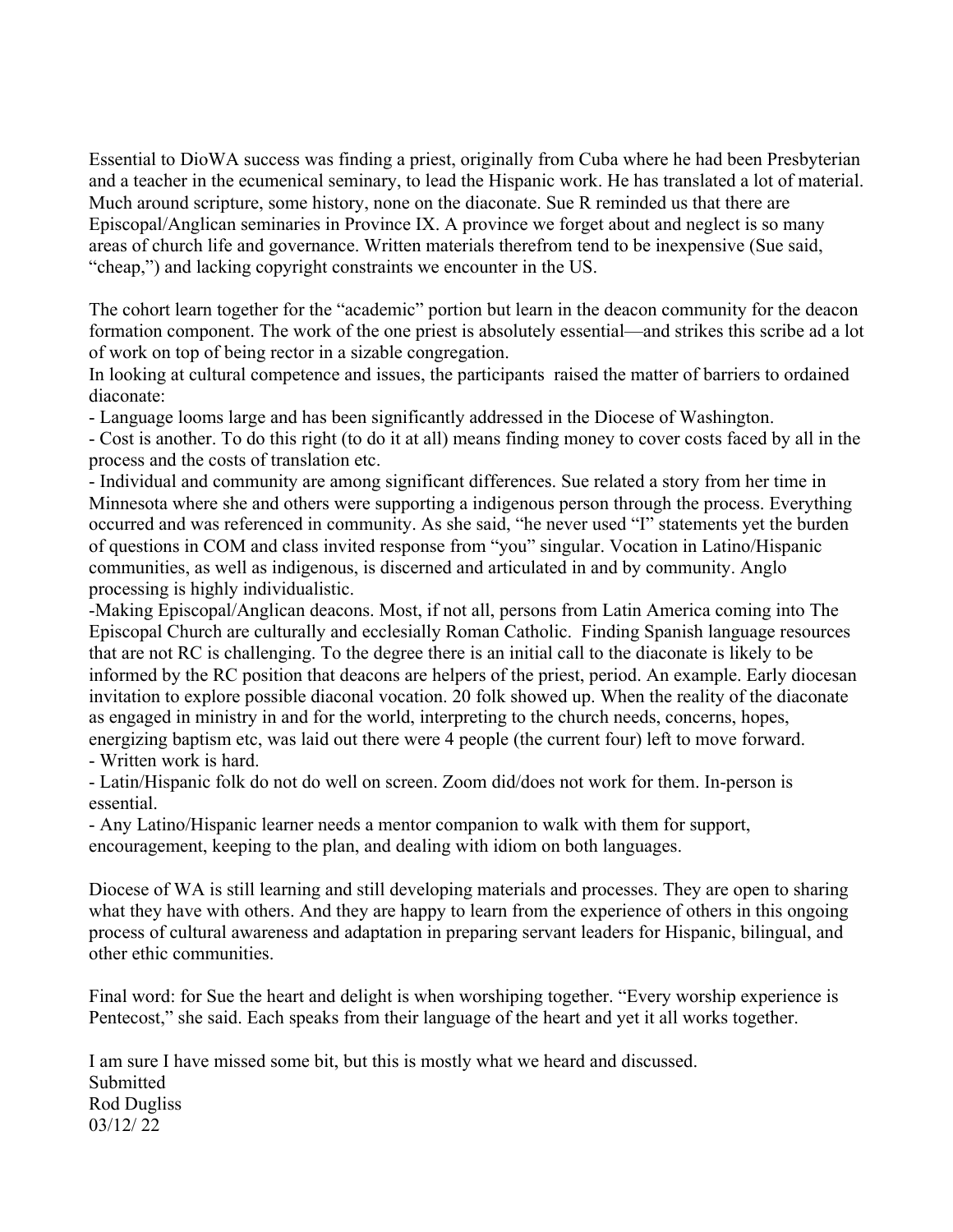Essential to DioWA success was finding a priest, originally from Cuba where he had been Presbyterian and a teacher in the ecumenical seminary, to lead the Hispanic work. He has translated a lot of material. Much around scripture, some history, none on the diaconate. Sue R reminded us that there are Episcopal/Anglican seminaries in Province IX. A province we forget about and neglect is so many areas of church life and governance. Written materials therefrom tend to be inexpensive (Sue said, "cheap,") and lacking copyright constraints we encounter in the US.

The cohort learn together for the "academic" portion but learn in the deacon community for the deacon formation component. The work of the one priest is absolutely essential—and strikes this scribe ad a lot of work on top of being rector in a sizable congregation.
In looking at cultural competence and issues, the participants raised the matter of barriers to ordained diaconate:

- Language looms large and has been significantly addressed in the Diocese of Washington.
- Cost is another. To do this right (to do it at all) means finding money to cover costs faced by all in the process and the costs of translation etc.
- Individual and community are among significant differences. Sue related a story from her time in Minnesota where she and others were supporting a indigenous person through the process. Everything occurred and was referenced in community. As she said, "he never used "I" statements yet the burden of questions in COM and class invited response from "you" singular. Vocation in Latino/Hispanic communities, as well as indigenous, is discerned and articulated in and by community. Anglo processing is highly individualistic.
- Making Episcopal/Anglican deacons. Most, if not all, persons from Latin America coming into The Episcopal Church are culturally and ecclesially Roman Catholic. Finding Spanish language resources that are not RC is challenging. To the degree there is an initial call to the diaconate is likely to be informed by the RC position that deacons are helpers of the priest, period. An example. Early diocesan invitation to explore possible diaconal vocation. 20 folk showed up. When the reality of the diaconate as engaged in ministry in and for the world, interpreting to the church needs, concerns, hopes, energizing baptism etc, was laid out there were 4 people (the current four) left to move forward.
- Written work is hard.
- Latin/Hispanic folk do not do well on screen. Zoom did/does not work for them. In-person is essential.
- Any Latino/Hispanic learner needs a mentor companion to walk with them for support, encouragement, keeping to the plan, and dealing with idiom on both languages.

Diocese of WA is still learning and still developing materials and processes. They are open to sharing what they have with others. And they are happy to learn from the experience of others in this ongoing process of cultural awareness and adaptation in preparing servant leaders for Hispanic, bilingual, and other ethic communities.

Final word: for Sue the heart and delight is when worshiping together. "Every worship experience is Pentecost," she said. Each speaks from their language of the heart and yet it all works together.

I am sure I have missed some bit, but this is mostly what we heard and discussed.
Submitted
Rod Dugliss
03/12/ 22